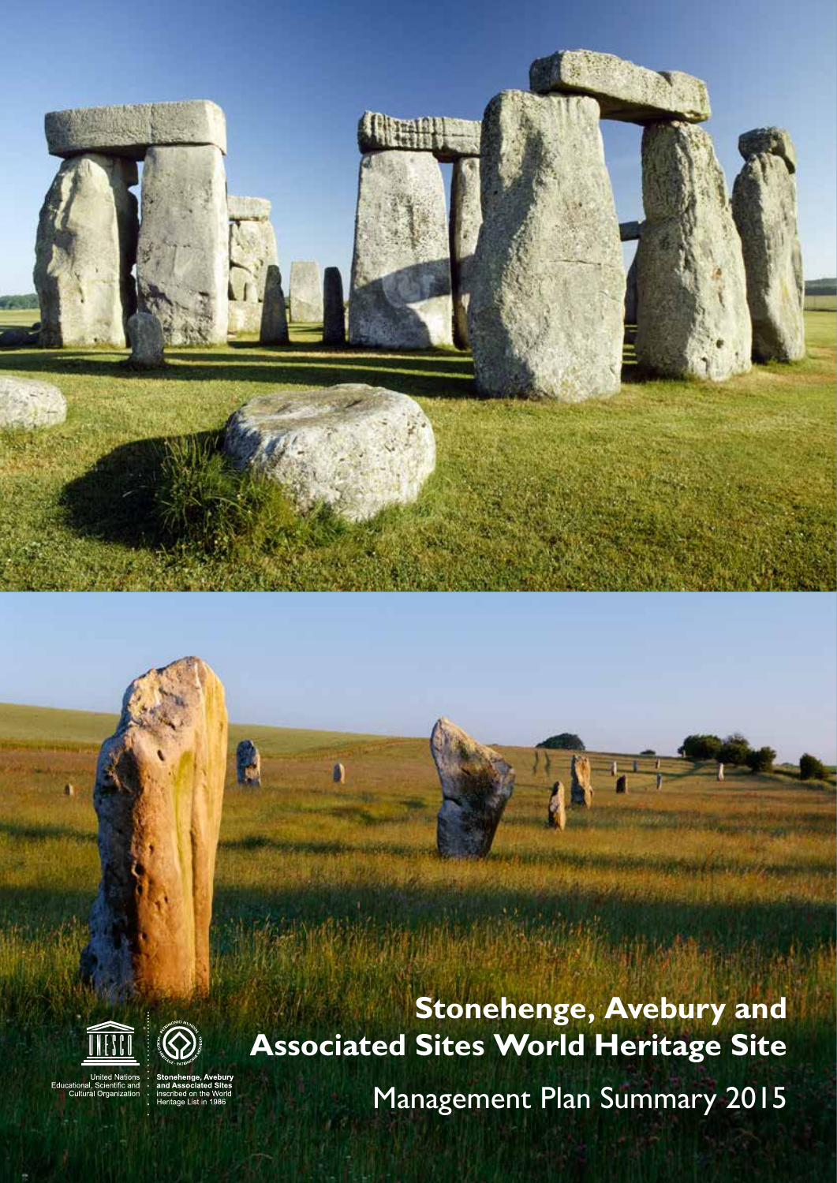# Stonehenge, Avebury and Associated Sites World Heritage Site

Management Plan Summary 2015

United Nations Educational, Scientific and Cultural Organization

Stonehenge, Avebury and Associated Sites inscribed on the World Heritage List in 1986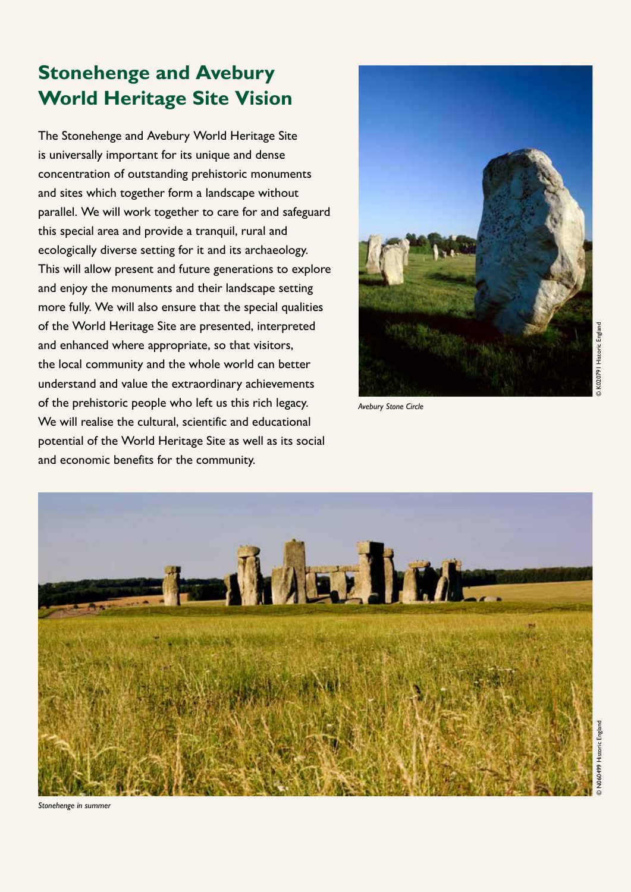# Stonehenge and Avebury World Heritage Site Vision

The Stonehenge and Avebury World Heritage Site is universally important for its unique and dense concentration of outstanding prehistoric monuments and sites which together form a landscape without parallel. We will work together to care for and safeguard this special area and provide a tranquil, rural and ecologically diverse setting for it and its archaeology. This will allow present and future generations to explore and enjoy the monuments and their landscape setting more fully. We will also ensure that the special qualities of the World Heritage Site are presented, interpreted and enhanced where appropriate, so that visitors, the local community and the whole world can better understand and value the extraordinary achievements of the prehistoric people who left us this rich legacy. We will realise the cultural, scientific and educational potential of the World Heritage Site as well as its social and economic benefits for the community.

*Avebury Stone Circle*

© K020791 Historic England

*Stonehenge in summer*

© N060499 Historic England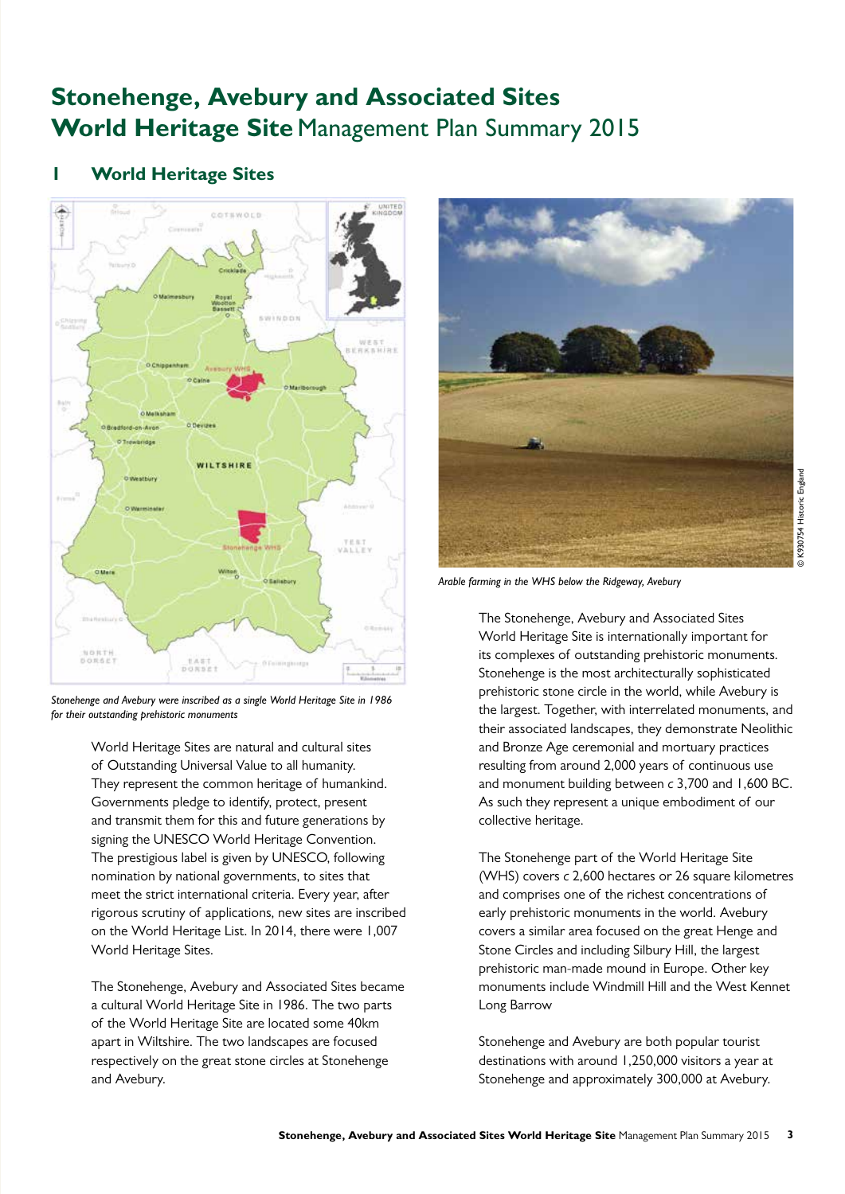# Stonehenge, Avebury and Associated Sites World Heritage Site Management Plan Summary 2015

## 1 World Heritage Sites

*Stonehenge and Avebury were inscribed as a single World Heritage Site in 1986 for their outstanding prehistoric monuments*

World Heritage Sites are natural and cultural sites of Outstanding Universal Value to all humanity. They represent the common heritage of humankind. Governments pledge to identify, protect, present and transmit them for this and future generations by signing the UNESCO World Heritage Convention. The prestigious label is given by UNESCO, following nomination by national governments, to sites that meet the strict international criteria. Every year, after rigorous scrutiny of applications, new sites are inscribed on the World Heritage List. In 2014, there were 1,007 World Heritage Sites.

The Stonehenge, Avebury and Associated Sites became a cultural World Heritage Site in 1986. The two parts of the World Heritage Site are located some 40km apart in Wiltshire. The two landscapes are focused respectively on the great stone circles at Stonehenge and Avebury.

*Arable farming in the WHS below the Ridgeway, Avebury*

© K930754 Historic England

The Stonehenge, Avebury and Associated Sites World Heritage Site is internationally important for its complexes of outstanding prehistoric monuments. Stonehenge is the most architecturally sophisticated prehistoric stone circle in the world, while Avebury is the largest. Together, with interrelated monuments, and their associated landscapes, they demonstrate Neolithic and Bronze Age ceremonial and mortuary practices resulting from around 2,000 years of continuous use and monument building between *c* 3,700 and 1,600 BC. As such they represent a unique embodiment of our collective heritage.

The Stonehenge part of the World Heritage Site (WHS) covers *c* 2,600 hectares or 26 square kilometres and comprises one of the richest concentrations of early prehistoric monuments in the world. Avebury covers a similar area focused on the great Henge and Stone Circles and including Silbury Hill, the largest prehistoric man-made mound in Europe. Other key monuments include Windmill Hill and the West Kennet Long Barrow

Stonehenge and Avebury are both popular tourist destinations with around 1,250,000 visitors a year at Stonehenge and approximately 300,000 at Avebury.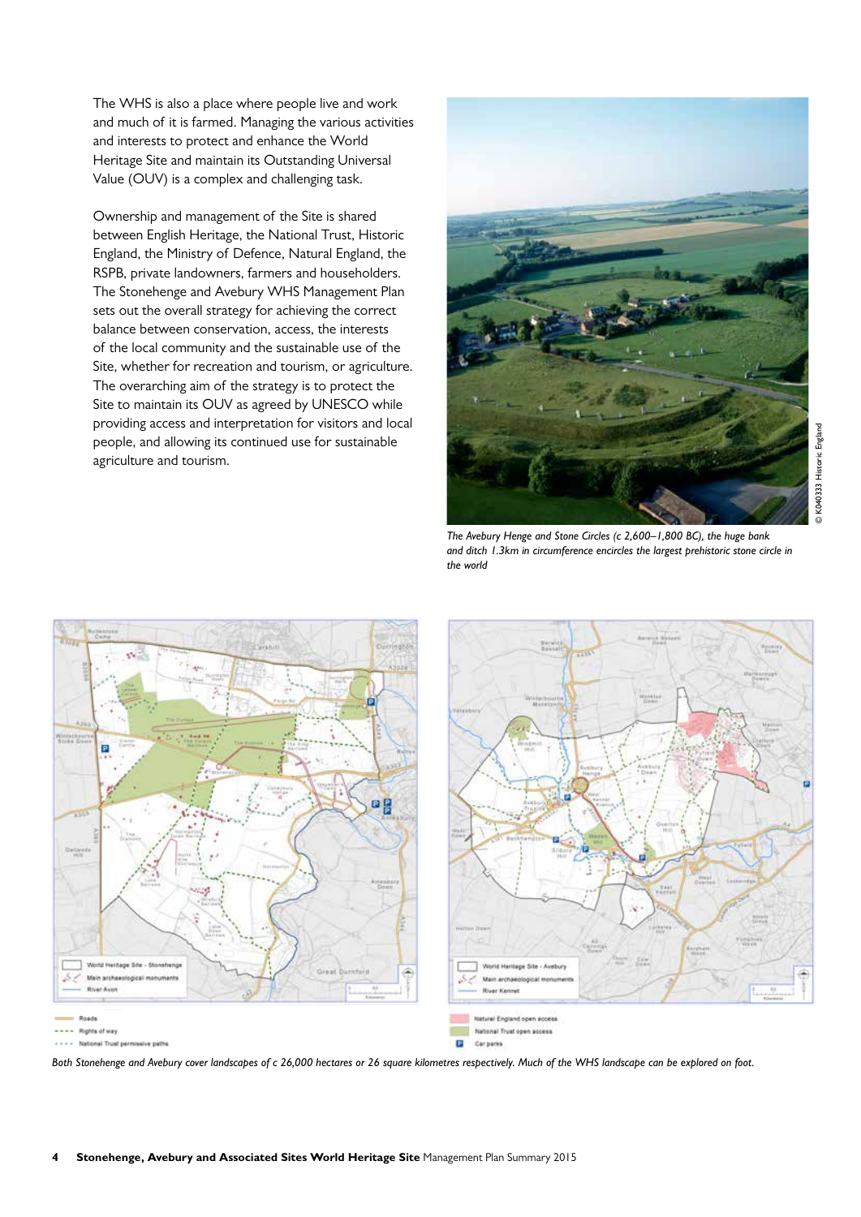The WHS is also a place where people live and work and much of it is farmed. Managing the various activities and interests to protect and enhance the World Heritage Site and maintain its Outstanding Universal Value (OUV) is a complex and challenging task.

Ownership and management of the Site is shared between English Heritage, the National Trust, Historic England, the Ministry of Defence, Natural England, the RSPB, private landowners, farmers and householders. The Stonehenge and Avebury WHS Management Plan sets out the overall strategy for achieving the correct balance between conservation, access, the interests of the local community and the sustainable use of the Site, whether for recreation and tourism, or agriculture. The overarching aim of the strategy is to protect the Site to maintain its OUV as agreed by UNESCO while providing access and interpretation for visitors and local people, and allowing its continued use for sustainable agriculture and tourism.

© K040333 Historic England

*The Avebury Henge and Stone Circles (c 2,600–1,800 BC), the huge bank and ditch 1.3km in circumference encircles the largest prehistoric stone circle in the world*

World Heritage Site - Stonehenge
Main archaeological monuments
River Avon

World Heritage Site - Avebury
Main archaeological monuments
River Kennet

Roads
Rights of way
National Trust permissive paths

Natural England open access
National Trust open access
Car parks

*Both Stonehenge and Avebury cover landscapes of c 26,000 hectares or 26 square kilometres respectively. Much of the WHS landscape can be explored on foot.*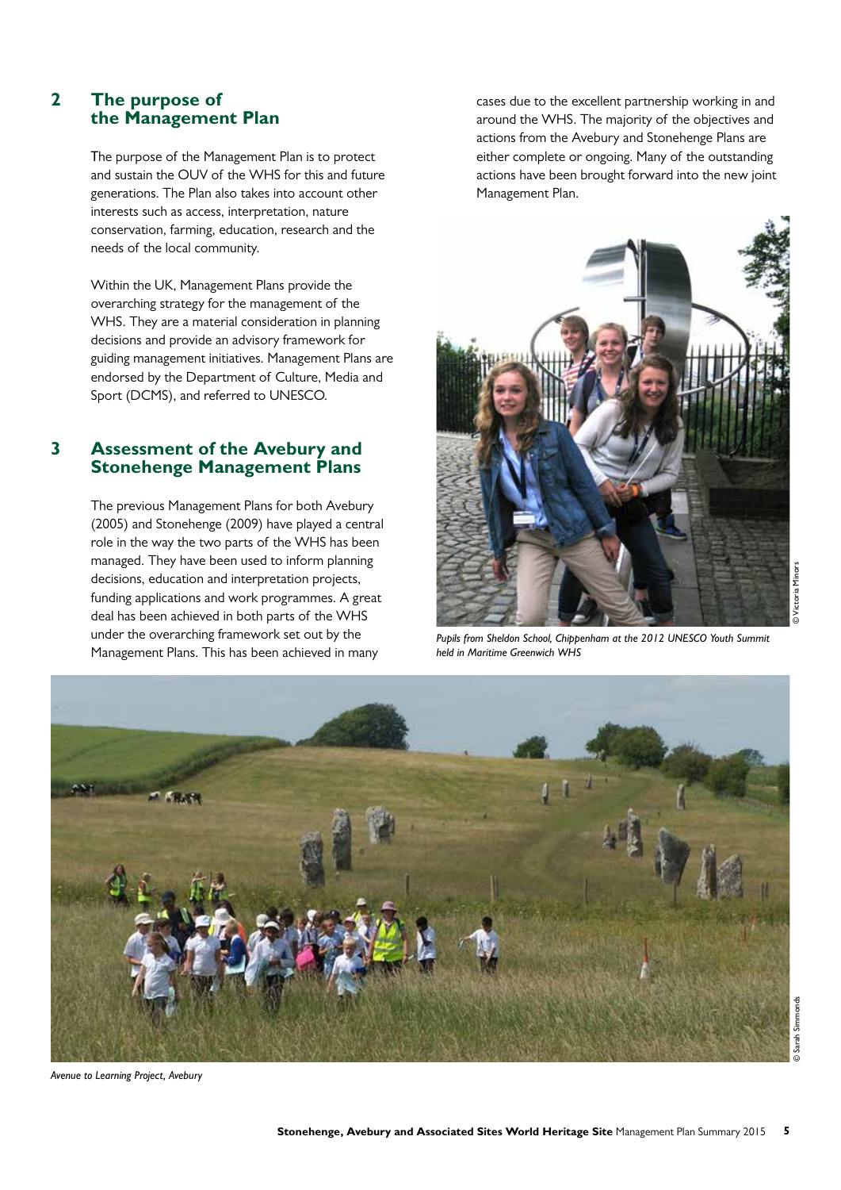## 2 The purpose of the Management Plan

The purpose of the Management Plan is to protect and sustain the OUV of the WHS for this and future generations. The Plan also takes into account other interests such as access, interpretation, nature conservation, farming, education, research and the needs of the local community.

Within the UK, Management Plans provide the overarching strategy for the management of the WHS. They are a material consideration in planning decisions and provide an advisory framework for guiding management initiatives. Management Plans are endorsed by the Department of Culture, Media and Sport (DCMS), and referred to UNESCO.

## 3 Assessment of the Avebury and Stonehenge Management Plans

The previous Management Plans for both Avebury (2005) and Stonehenge (2009) have played a central role in the way the two parts of the WHS has been managed. They have been used to inform planning decisions, education and interpretation projects, funding applications and work programmes. A great deal has been achieved in both parts of the WHS under the overarching framework set out by the Management Plans. This has been achieved in many cases due to the excellent partnership working in and around the WHS. The majority of the objectives and actions from the Avebury and Stonehenge Plans are either complete or ongoing. Many of the outstanding actions have been brought forward into the new joint Management Plan.

© Victoria Minors

*Pupils from Sheldon School, Chippenham at the 2012 UNESCO Youth Summit held in Maritime Greenwich WHS*

© Sarah Simmonds

*Avenue to Learning Project, Avebury*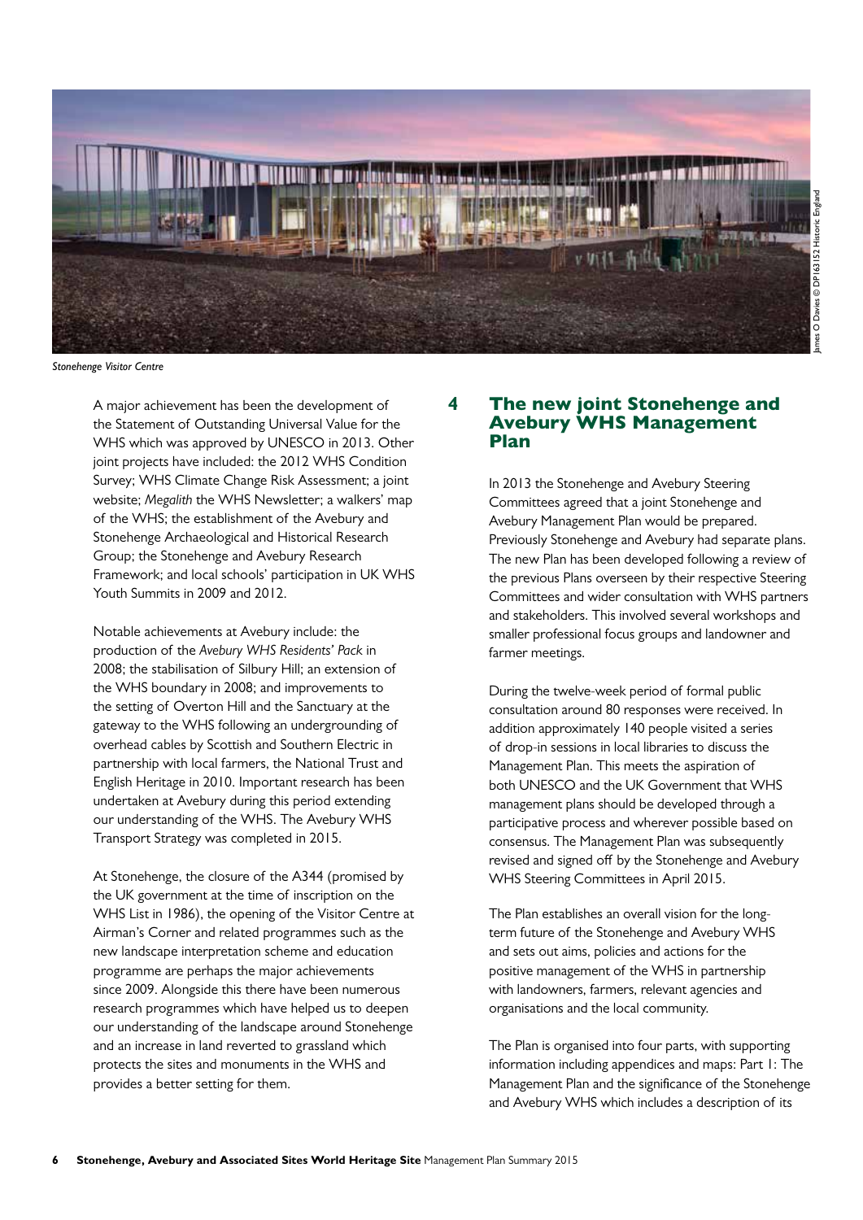Stonehenge Visitor Centre

A major achievement has been the development of the Statement of Outstanding Universal Value for the WHS which was approved by UNESCO in 2013. Other joint projects have included: the 2012 WHS Condition Survey; WHS Climate Change Risk Assessment; a joint website; *Megalith* the WHS Newsletter; a walkers' map of the WHS; the establishment of the Avebury and Stonehenge Archaeological and Historical Research Group; the Stonehenge and Avebury Research Framework; and local schools' participation in UK WHS Youth Summits in 2009 and 2012.

Notable achievements at Avebury include: the production of the *Avebury WHS Residents' Pack* in 2008; the stabilisation of Silbury Hill; an extension of the WHS boundary in 2008; and improvements to the setting of Overton Hill and the Sanctuary at the gateway to the WHS following an undergrounding of overhead cables by Scottish and Southern Electric in partnership with local farmers, the National Trust and English Heritage in 2010. Important research has been undertaken at Avebury during this period extending our understanding of the WHS. The Avebury WHS Transport Strategy was completed in 2015.

At Stonehenge, the closure of the A344 (promised by the UK government at the time of inscription on the WHS List in 1986), the opening of the Visitor Centre at Airman's Corner and related programmes such as the new landscape interpretation scheme and education programme are perhaps the major achievements since 2009. Alongside this there have been numerous research programmes which have helped us to deepen our understanding of the landscape around Stonehenge and an increase in land reverted to grassland which protects the sites and monuments in the WHS and provides a better setting for them.

## 4 The new joint Stonehenge and Avebury WHS Management Plan

In 2013 the Stonehenge and Avebury Steering Committees agreed that a joint Stonehenge and Avebury Management Plan would be prepared. Previously Stonehenge and Avebury had separate plans. The new Plan has been developed following a review of the previous Plans overseen by their respective Steering Committees and wider consultation with WHS partners and stakeholders. This involved several workshops and smaller professional focus groups and landowner and farmer meetings.

During the twelve-week period of formal public consultation around 80 responses were received. In addition approximately 140 people visited a series of drop-in sessions in local libraries to discuss the Management Plan. This meets the aspiration of both UNESCO and the UK Government that WHS management plans should be developed through a participative process and wherever possible based on consensus. The Management Plan was subsequently revised and signed off by the Stonehenge and Avebury WHS Steering Committees in April 2015.

The Plan establishes an overall vision for the long-term future of the Stonehenge and Avebury WHS and sets out aims, policies and actions for the positive management of the WHS in partnership with landowners, farmers, relevant agencies and organisations and the local community.

The Plan is organised into four parts, with supporting information including appendices and maps: Part 1: The Management Plan and the significance of the Stonehenge and Avebury WHS which includes a description of its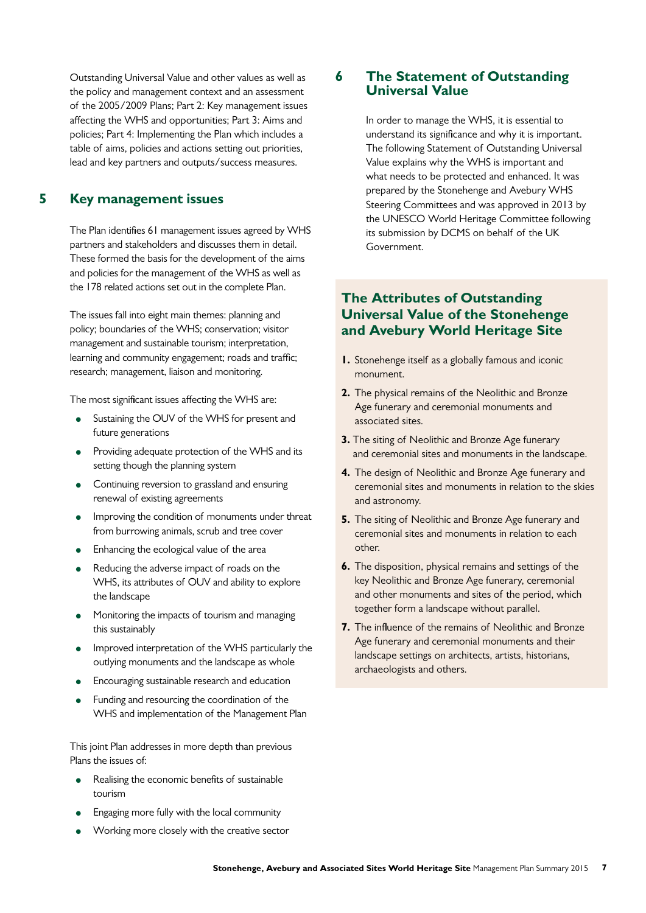Outstanding Universal Value and other values as well as the policy and management context and an assessment of the 2005/2009 Plans; Part 2: Key management issues affecting the WHS and opportunities; Part 3: Aims and policies; Part 4: Implementing the Plan which includes a table of aims, policies and actions setting out priorities, lead and key partners and outputs/success measures.

## 5 Key management issues

The Plan identifies 61 management issues agreed by WHS partners and stakeholders and discusses them in detail. These formed the basis for the development of the aims and policies for the management of the WHS as well as the 178 related actions set out in the complete Plan.

The issues fall into eight main themes: planning and policy; boundaries of the WHS; conservation; visitor management and sustainable tourism; interpretation, learning and community engagement; roads and traffic; research; management, liaison and monitoring.

The most significant issues affecting the WHS are:

- Sustaining the OUV of the WHS for present and future generations
- Providing adequate protection of the WHS and its setting though the planning system
- Continuing reversion to grassland and ensuring renewal of existing agreements
- Improving the condition of monuments under threat from burrowing animals, scrub and tree cover
- Enhancing the ecological value of the area
- Reducing the adverse impact of roads on the WHS, its attributes of OUV and ability to explore the landscape
- Monitoring the impacts of tourism and managing this sustainably
- Improved interpretation of the WHS particularly the outlying monuments and the landscape as whole
- Encouraging sustainable research and education
- Funding and resourcing the coordination of the WHS and implementation of the Management Plan

This joint Plan addresses in more depth than previous Plans the issues of:

- Realising the economic benefits of sustainable tourism
- Engaging more fully with the local community
- Working more closely with the creative sector

## 6 The Statement of Outstanding Universal Value

In order to manage the WHS, it is essential to understand its significance and why it is important. The following Statement of Outstanding Universal Value explains why the WHS is important and what needs to be protected and enhanced. It was prepared by the Stonehenge and Avebury WHS Steering Committees and was approved in 2013 by the UNESCO World Heritage Committee following its submission by DCMS on behalf of the UK Government.

### The Attributes of Outstanding Universal Value of the Stonehenge and Avebury World Heritage Site

1. Stonehenge itself as a globally famous and iconic monument.
2. The physical remains of the Neolithic and Bronze Age funerary and ceremonial monuments and associated sites.
3. The siting of Neolithic and Bronze Age funerary and ceremonial sites and monuments in the landscape.
4. The design of Neolithic and Bronze Age funerary and ceremonial sites and monuments in relation to the skies and astronomy.
5. The siting of Neolithic and Bronze Age funerary and ceremonial sites and monuments in relation to each other.
6. The disposition, physical remains and settings of the key Neolithic and Bronze Age funerary, ceremonial and other monuments and sites of the period, which together form a landscape without parallel.
7. The influence of the remains of Neolithic and Bronze Age funerary and ceremonial monuments and their landscape settings on architects, artists, historians, archaeologists and others.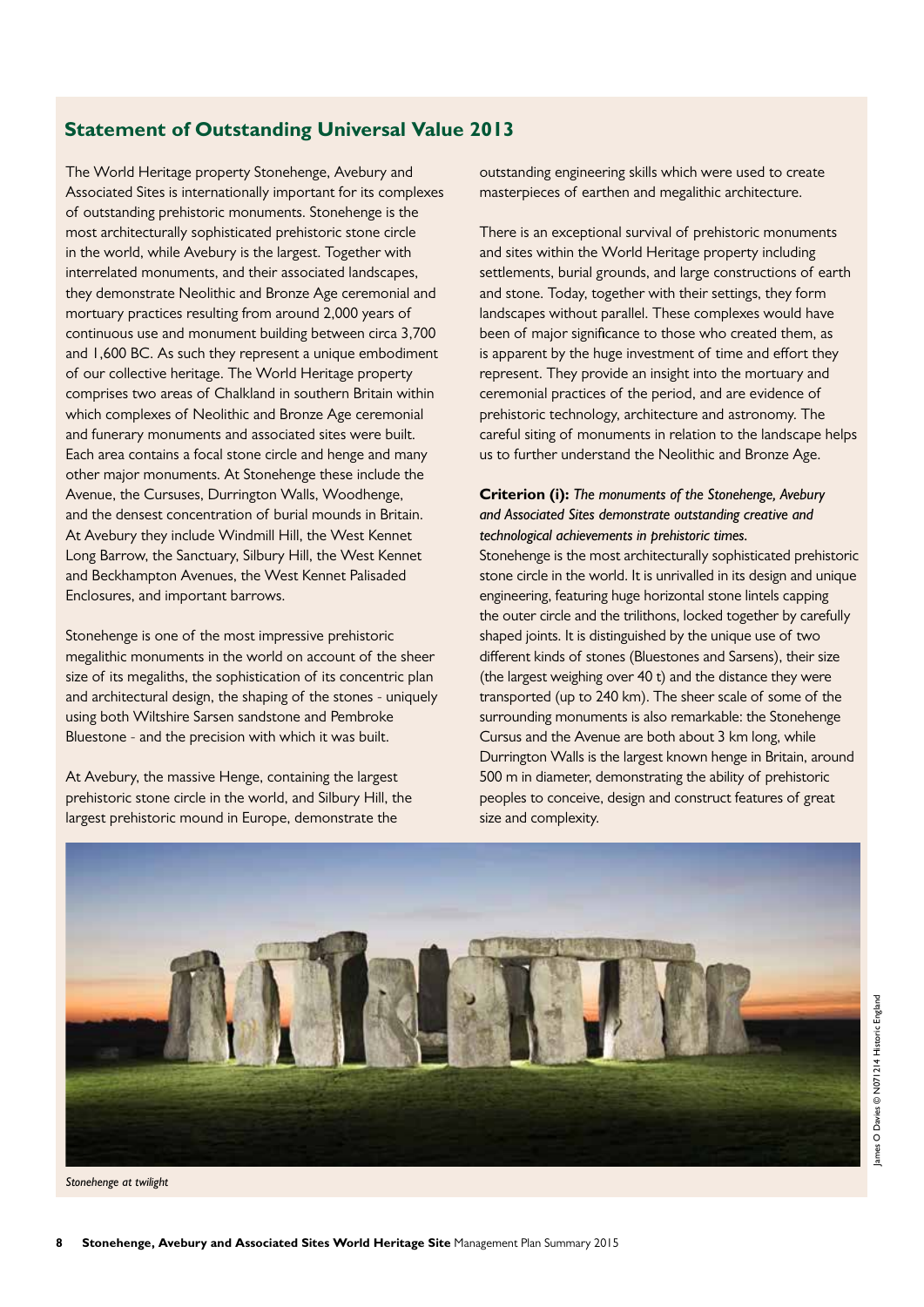## Statement of Outstanding Universal Value 2013

The World Heritage property Stonehenge, Avebury and Associated Sites is internationally important for its complexes of outstanding prehistoric monuments. Stonehenge is the most architecturally sophisticated prehistoric stone circle in the world, while Avebury is the largest. Together with interrelated monuments, and their associated landscapes, they demonstrate Neolithic and Bronze Age ceremonial and mortuary practices resulting from around 2,000 years of continuous use and monument building between circa 3,700 and 1,600 BC. As such they represent a unique embodiment of our collective heritage. The World Heritage property comprises two areas of Chalkland in southern Britain within which complexes of Neolithic and Bronze Age ceremonial and funerary monuments and associated sites were built. Each area contains a focal stone circle and henge and many other major monuments. At Stonehenge these include the Avenue, the Cursuses, Durrington Walls, Woodhenge, and the densest concentration of burial mounds in Britain. At Avebury they include Windmill Hill, the West Kennet Long Barrow, the Sanctuary, Silbury Hill, the West Kennet and Beckhampton Avenues, the West Kennet Palisaded Enclosures, and important barrows.

Stonehenge is one of the most impressive prehistoric megalithic monuments in the world on account of the sheer size of its megaliths, the sophistication of its concentric plan and architectural design, the shaping of the stones - uniquely using both Wiltshire Sarsen sandstone and Pembroke Bluestone - and the precision with which it was built.

At Avebury, the massive Henge, containing the largest prehistoric stone circle in the world, and Silbury Hill, the largest prehistoric mound in Europe, demonstrate the outstanding engineering skills which were used to create masterpieces of earthen and megalithic architecture.

There is an exceptional survival of prehistoric monuments and sites within the World Heritage property including settlements, burial grounds, and large constructions of earth and stone. Today, together with their settings, they form landscapes without parallel. These complexes would have been of major significance to those who created them, as is apparent by the huge investment of time and effort they represent. They provide an insight into the mortuary and ceremonial practices of the period, and are evidence of prehistoric technology, architecture and astronomy. The careful siting of monuments in relation to the landscape helps us to further understand the Neolithic and Bronze Age.

**Criterion (i):** *The monuments of the Stonehenge, Avebury and Associated Sites demonstrate outstanding creative and technological achievements in prehistoric times.*
Stonehenge is the most architecturally sophisticated prehistoric stone circle in the world. It is unrivalled in its design and unique engineering, featuring huge horizontal stone lintels capping the outer circle and the trilithons, locked together by carefully shaped joints. It is distinguished by the unique use of two different kinds of stones (Bluestones and Sarsens), their size (the largest weighing over 40 t) and the distance they were transported (up to 240 km). The sheer scale of some of the surrounding monuments is also remarkable: the Stonehenge Cursus and the Avenue are both about 3 km long, while Durrington Walls is the largest known henge in Britain, around 500 m in diameter, demonstrating the ability of prehistoric peoples to conceive, design and construct features of great size and complexity.

*Stonehenge at twilight*

James O Davies © N071214 Historic England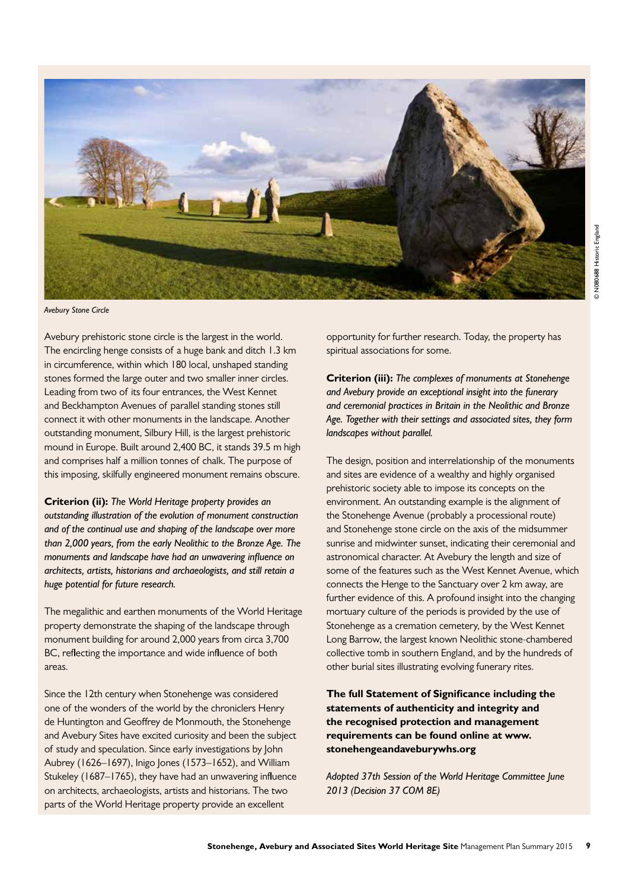*Avebury Stone Circle*

© N080688 Historic England

Avebury prehistoric stone circle is the largest in the world. The encircling henge consists of a huge bank and ditch 1.3 km in circumference, within which 180 local, unshaped standing stones formed the large outer and two smaller inner circles. Leading from two of its four entrances, the West Kennet and Beckhampton Avenues of parallel standing stones still connect it with other monuments in the landscape. Another outstanding monument, Silbury Hill, is the largest prehistoric mound in Europe. Built around 2,400 BC, it stands 39.5 m high and comprises half a million tonnes of chalk. The purpose of this imposing, skilfully engineered monument remains obscure.

**Criterion (ii):** *The World Heritage property provides an outstanding illustration of the evolution of monument construction and of the continual use and shaping of the landscape over more than 2,000 years, from the early Neolithic to the Bronze Age. The monuments and landscape have had an unwavering influence on architects, artists, historians and archaeologists, and still retain a huge potential for future research.*

The megalithic and earthen monuments of the World Heritage property demonstrate the shaping of the landscape through monument building for around 2,000 years from circa 3,700 BC, reflecting the importance and wide influence of both areas.

Since the 12th century when Stonehenge was considered one of the wonders of the world by the chroniclers Henry de Huntington and Geoffrey de Monmouth, the Stonehenge and Avebury Sites have excited curiosity and been the subject of study and speculation. Since early investigations by John Aubrey (1626–1697), Inigo Jones (1573–1652), and William Stukeley (1687–1765), they have had an unwavering influence on architects, archaeologists, artists and historians. The two parts of the World Heritage property provide an excellent opportunity for further research. Today, the property has spiritual associations for some.

**Criterion (iii):** *The complexes of monuments at Stonehenge and Avebury provide an exceptional insight into the funerary and ceremonial practices in Britain in the Neolithic and Bronze Age. Together with their settings and associated sites, they form landscapes without parallel.*

The design, position and interrelationship of the monuments and sites are evidence of a wealthy and highly organised prehistoric society able to impose its concepts on the environment. An outstanding example is the alignment of the Stonehenge Avenue (probably a processional route) and Stonehenge stone circle on the axis of the midsummer sunrise and midwinter sunset, indicating their ceremonial and astronomical character. At Avebury the length and size of some of the features such as the West Kennet Avenue, which connects the Henge to the Sanctuary over 2 km away, are further evidence of this. A profound insight into the changing mortuary culture of the periods is provided by the use of Stonehenge as a cremation cemetery, by the West Kennet Long Barrow, the largest known Neolithic stone-chambered collective tomb in southern England, and by the hundreds of other burial sites illustrating evolving funerary rites.

**The full Statement of Significance including the statements of authenticity and integrity and the recognised protection and management requirements can be found online at www.stonehengeandaveburywhs.org**

*Adopted 37th Session of the World Heritage Committee June 2013 (Decision 37 COM 8E)*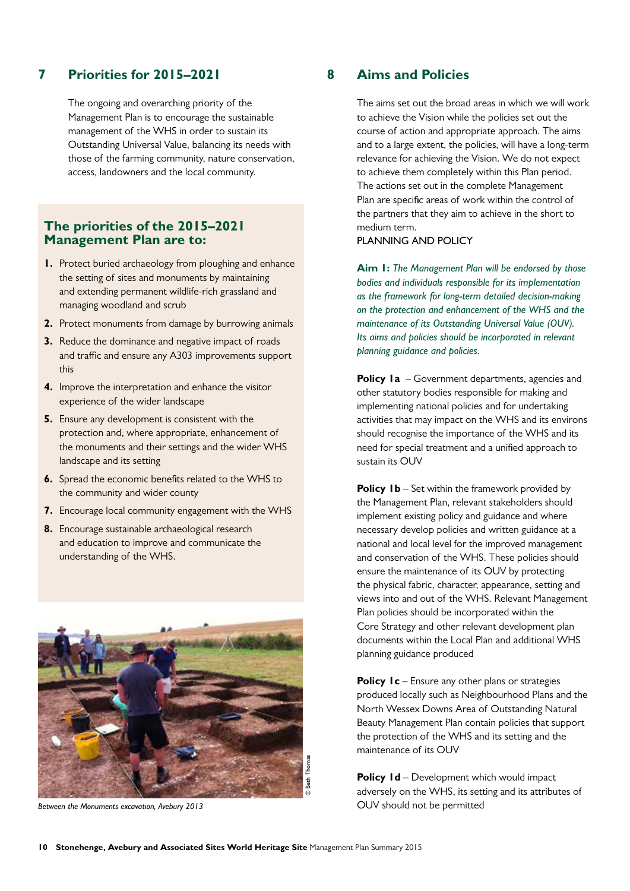## 7 Priorities for 2015–2021

The ongoing and overarching priority of the Management Plan is to encourage the sustainable management of the WHS in order to sustain its Outstanding Universal Value, balancing its needs with those of the farming community, nature conservation, access, landowners and the local community.

### The priorities of the 2015–2021 Management Plan are to:

1. Protect buried archaeology from ploughing and enhance the setting of sites and monuments by maintaining and extending permanent wildlife-rich grassland and managing woodland and scrub
2. Protect monuments from damage by burrowing animals
3. Reduce the dominance and negative impact of roads and traffic and ensure any A303 improvements support this
4. Improve the interpretation and enhance the visitor experience of the wider landscape
5. Ensure any development is consistent with the protection and, where appropriate, enhancement of the monuments and their settings and the wider WHS landscape and its setting
6. Spread the economic benefits related to the WHS to the community and wider county
7. Encourage local community engagement with the WHS
8. Encourage sustainable archaeological research and education to improve and communicate the understanding of the WHS.

© Beth Thomas

*Between the Monuments excavation, Avebury 2013*

## 8 Aims and Policies

The aims set out the broad areas in which we will work to achieve the Vision while the policies set out the course of action and appropriate approach. The aims and to a large extent, the policies, will have a long-term relevance for achieving the Vision. We do not expect to achieve them completely within this Plan period. The actions set out in the complete Management Plan are specific areas of work within the control of the partners that they aim to achieve in the short to medium term.

PLANNING AND POLICY

**Aim 1:** *The Management Plan will be endorsed by those bodies and individuals responsible for its implementation as the framework for long-term detailed decision-making on the protection and enhancement of the WHS and the maintenance of its Outstanding Universal Value (OUV). Its aims and policies should be incorporated in relevant planning guidance and policies.*

**Policy 1a** – Government departments, agencies and other statutory bodies responsible for making and implementing national policies and for undertaking activities that may impact on the WHS and its environs should recognise the importance of the WHS and its need for special treatment and a unified approach to sustain its OUV

**Policy 1b** – Set within the framework provided by the Management Plan, relevant stakeholders should implement existing policy and guidance and where necessary develop policies and written guidance at a national and local level for the improved management and conservation of the WHS. These policies should ensure the maintenance of its OUV by protecting the physical fabric, character, appearance, setting and views into and out of the WHS. Relevant Management Plan policies should be incorporated within the Core Strategy and other relevant development plan documents within the Local Plan and additional WHS planning guidance produced

**Policy 1c** – Ensure any other plans or strategies produced locally such as Neighbourhood Plans and the North Wessex Downs Area of Outstanding Natural Beauty Management Plan contain policies that support the protection of the WHS and its setting and the maintenance of its OUV

**Policy 1d** – Development which would impact adversely on the WHS, its setting and its attributes of OUV should not be permitted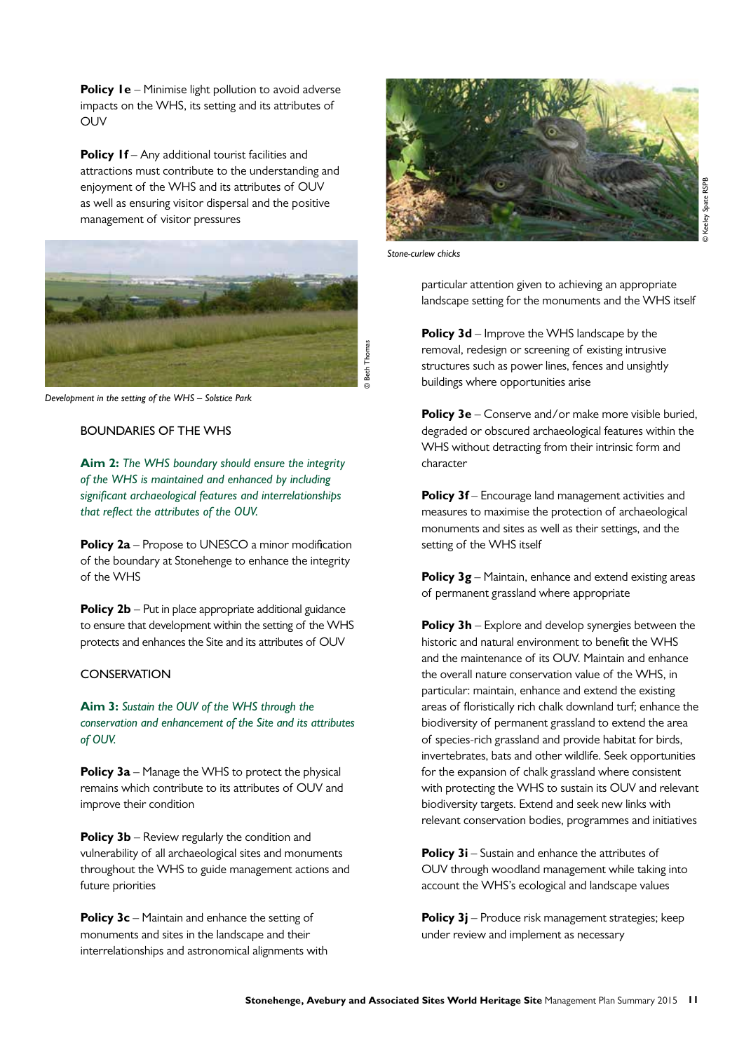**Policy 1e** – Minimise light pollution to avoid adverse impacts on the WHS, its setting and its attributes of OUV

**Policy 1f** – Any additional tourist facilities and attractions must contribute to the understanding and enjoyment of the WHS and its attributes of OUV as well as ensuring visitor dispersal and the positive management of visitor pressures

*Development in the setting of the WHS – Solstice Park*

© Beth Thomas

## BOUNDARIES OF THE WHS

**Aim 2:** *The WHS boundary should ensure the integrity of the WHS is maintained and enhanced by including significant archaeological features and interrelationships that reflect the attributes of the OUV.*

**Policy 2a** – Propose to UNESCO a minor modification of the boundary at Stonehenge to enhance the integrity of the WHS

**Policy 2b** – Put in place appropriate additional guidance to ensure that development within the setting of the WHS protects and enhances the Site and its attributes of OUV

## CONSERVATION

**Aim 3:** *Sustain the OUV of the WHS through the conservation and enhancement of the Site and its attributes of OUV.*

**Policy 3a** – Manage the WHS to protect the physical remains which contribute to its attributes of OUV and improve their condition

**Policy 3b** – Review regularly the condition and vulnerability of all archaeological sites and monuments throughout the WHS to guide management actions and future priorities

**Policy 3c** – Maintain and enhance the setting of monuments and sites in the landscape and their interrelationships and astronomical alignments with particular attention given to achieving an appropriate landscape setting for the monuments and the WHS itself

*Stone-curlew chicks*

© Keeley Spate RSPB

**Policy 3d** – Improve the WHS landscape by the removal, redesign or screening of existing intrusive structures such as power lines, fences and unsightly buildings where opportunities arise

**Policy 3e** – Conserve and/or make more visible buried, degraded or obscured archaeological features within the WHS without detracting from their intrinsic form and character

**Policy 3f** – Encourage land management activities and measures to maximise the protection of archaeological monuments and sites as well as their settings, and the setting of the WHS itself

**Policy 3g** – Maintain, enhance and extend existing areas of permanent grassland where appropriate

**Policy 3h** – Explore and develop synergies between the historic and natural environment to benefit the WHS and the maintenance of its OUV. Maintain and enhance the overall nature conservation value of the WHS, in particular: maintain, enhance and extend the existing areas of floristically rich chalk downland turf; enhance the biodiversity of permanent grassland to extend the area of species-rich grassland and provide habitat for birds, invertebrates, bats and other wildlife. Seek opportunities for the expansion of chalk grassland where consistent with protecting the WHS to sustain its OUV and relevant biodiversity targets. Extend and seek new links with relevant conservation bodies, programmes and initiatives

**Policy 3i** – Sustain and enhance the attributes of OUV through woodland management while taking into account the WHS's ecological and landscape values

**Policy 3j** – Produce risk management strategies; keep under review and implement as necessary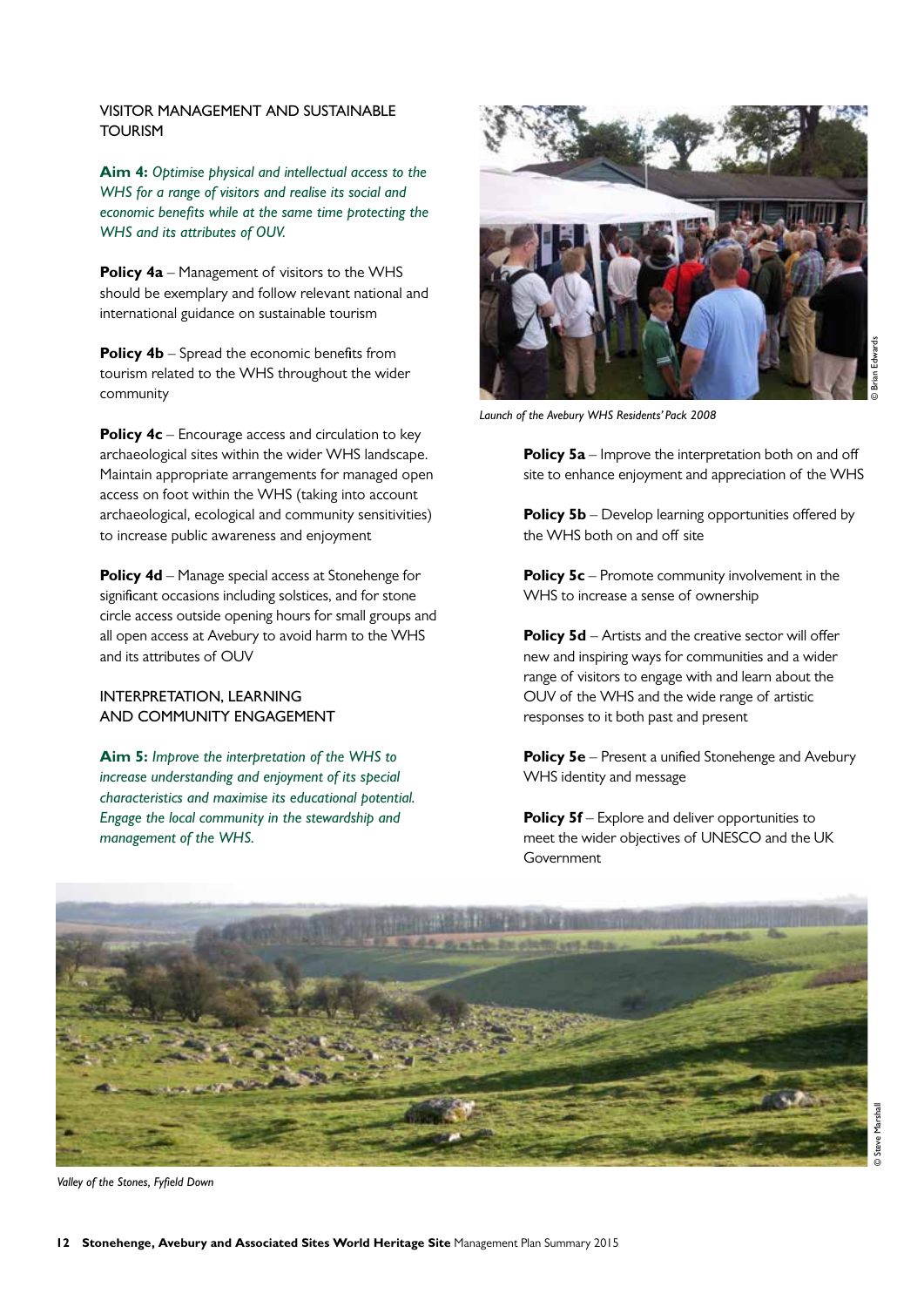## VISITOR MANAGEMENT AND SUSTAINABLE TOURISM

**Aim 4:** *Optimise physical and intellectual access to the WHS for a range of visitors and realise its social and economic benefits while at the same time protecting the WHS and its attributes of OUV.*

**Policy 4a** – Management of visitors to the WHS should be exemplary and follow relevant national and international guidance on sustainable tourism

**Policy 4b** – Spread the economic benefits from tourism related to the WHS throughout the wider community

**Policy 4c** – Encourage access and circulation to key archaeological sites within the wider WHS landscape. Maintain appropriate arrangements for managed open access on foot within the WHS (taking into account archaeological, ecological and community sensitivities) to increase public awareness and enjoyment

**Policy 4d** – Manage special access at Stonehenge for significant occasions including solstices, and for stone circle access outside opening hours for small groups and all open access at Avebury to avoid harm to the WHS and its attributes of OUV

## INTERPRETATION, LEARNING AND COMMUNITY ENGAGEMENT

**Aim 5:** *Improve the interpretation of the WHS to increase understanding and enjoyment of its special characteristics and maximise its educational potential. Engage the local community in the stewardship and management of the WHS.*

*Launch of the Avebury WHS Residents' Pack 2008*

© Brian Edwards

**Policy 5a** – Improve the interpretation both on and off site to enhance enjoyment and appreciation of the WHS

**Policy 5b** – Develop learning opportunities offered by the WHS both on and off site

**Policy 5c** – Promote community involvement in the WHS to increase a sense of ownership

**Policy 5d** – Artists and the creative sector will offer new and inspiring ways for communities and a wider range of visitors to engage with and learn about the OUV of the WHS and the wide range of artistic responses to it both past and present

**Policy 5e** – Present a unified Stonehenge and Avebury WHS identity and message

**Policy 5f** – Explore and deliver opportunities to meet the wider objectives of UNESCO and the UK Government

*Valley of the Stones, Fyfield Down*

© Steve Marshall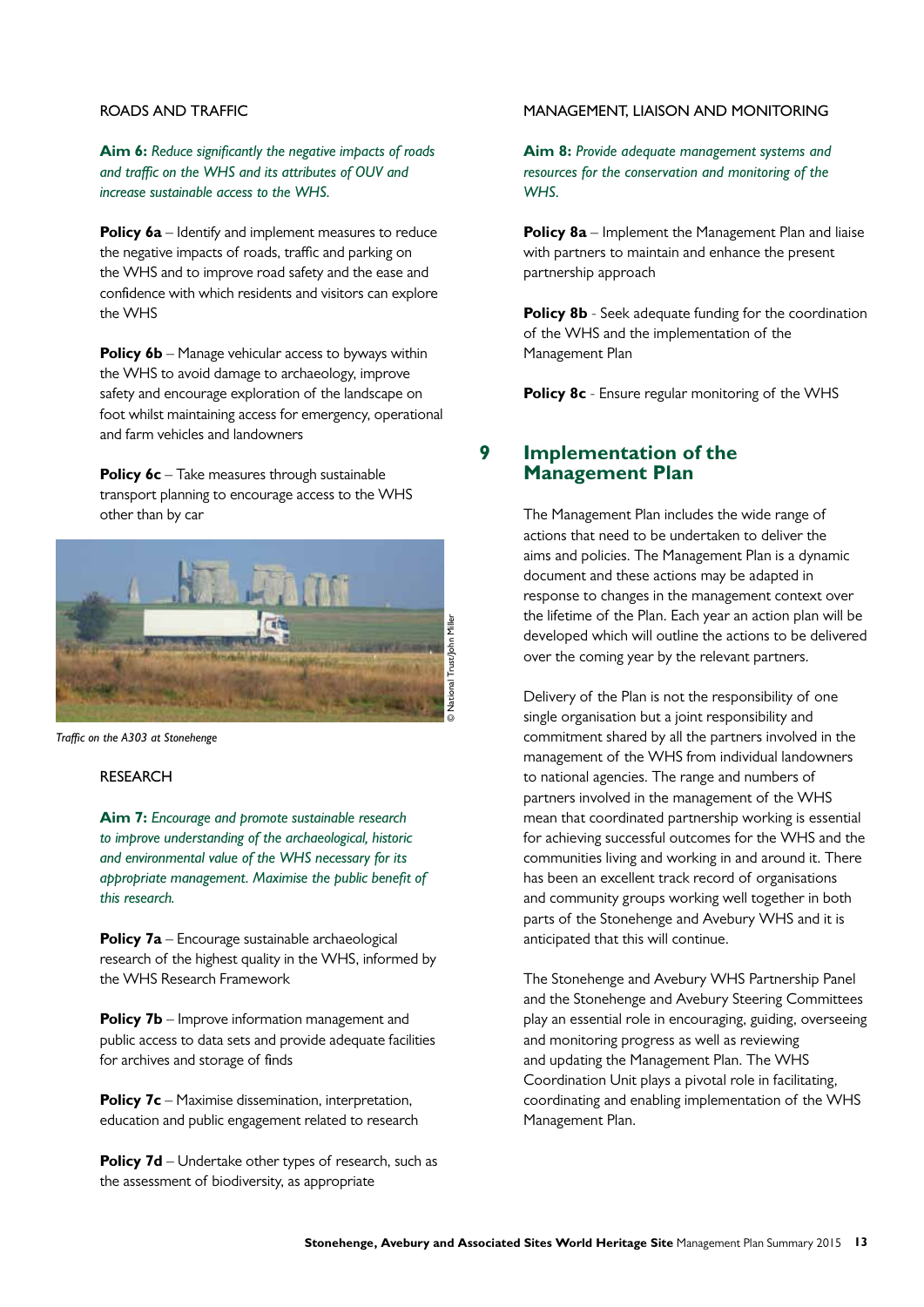ROADS AND TRAFFIC

**Aim 6:** *Reduce significantly the negative impacts of roads and traffic on the WHS and its attributes of OUV and increase sustainable access to the WHS.*

**Policy 6a** – Identify and implement measures to reduce the negative impacts of roads, traffic and parking on the WHS and to improve road safety and the ease and confidence with which residents and visitors can explore the WHS

**Policy 6b** – Manage vehicular access to byways within the WHS to avoid damage to archaeology, improve safety and encourage exploration of the landscape on foot whilst maintaining access for emergency, operational and farm vehicles and landowners

**Policy 6c** – Take measures through sustainable transport planning to encourage access to the WHS other than by car

*Traffic on the A303 at Stonehenge*

© National Trust/John Miller

RESEARCH

**Aim 7:** *Encourage and promote sustainable research to improve understanding of the archaeological, historic and environmental value of the WHS necessary for its appropriate management. Maximise the public benefit of this research.*

**Policy 7a** – Encourage sustainable archaeological research of the highest quality in the WHS, informed by the WHS Research Framework

**Policy 7b** – Improve information management and public access to data sets and provide adequate facilities for archives and storage of finds

**Policy 7c** – Maximise dissemination, interpretation, education and public engagement related to research

**Policy 7d** – Undertake other types of research, such as the assessment of biodiversity, as appropriate

MANAGEMENT, LIAISON AND MONITORING

**Aim 8:** *Provide adequate management systems and resources for the conservation and monitoring of the WHS.*

**Policy 8a** – Implement the Management Plan and liaise with partners to maintain and enhance the present partnership approach

**Policy 8b** - Seek adequate funding for the coordination of the WHS and the implementation of the Management Plan

**Policy 8c** - Ensure regular monitoring of the WHS

## 9 Implementation of the Management Plan

The Management Plan includes the wide range of actions that need to be undertaken to deliver the aims and policies. The Management Plan is a dynamic document and these actions may be adapted in response to changes in the management context over the lifetime of the Plan. Each year an action plan will be developed which will outline the actions to be delivered over the coming year by the relevant partners.

Delivery of the Plan is not the responsibility of one single organisation but a joint responsibility and commitment shared by all the partners involved in the management of the WHS from individual landowners to national agencies. The range and numbers of partners involved in the management of the WHS mean that coordinated partnership working is essential for achieving successful outcomes for the WHS and the communities living and working in and around it. There has been an excellent track record of organisations and community groups working well together in both parts of the Stonehenge and Avebury WHS and it is anticipated that this will continue.

The Stonehenge and Avebury WHS Partnership Panel and the Stonehenge and Avebury Steering Committees play an essential role in encouraging, guiding, overseeing and monitoring progress as well as reviewing and updating the Management Plan. The WHS Coordination Unit plays a pivotal role in facilitating, coordinating and enabling implementation of the WHS Management Plan.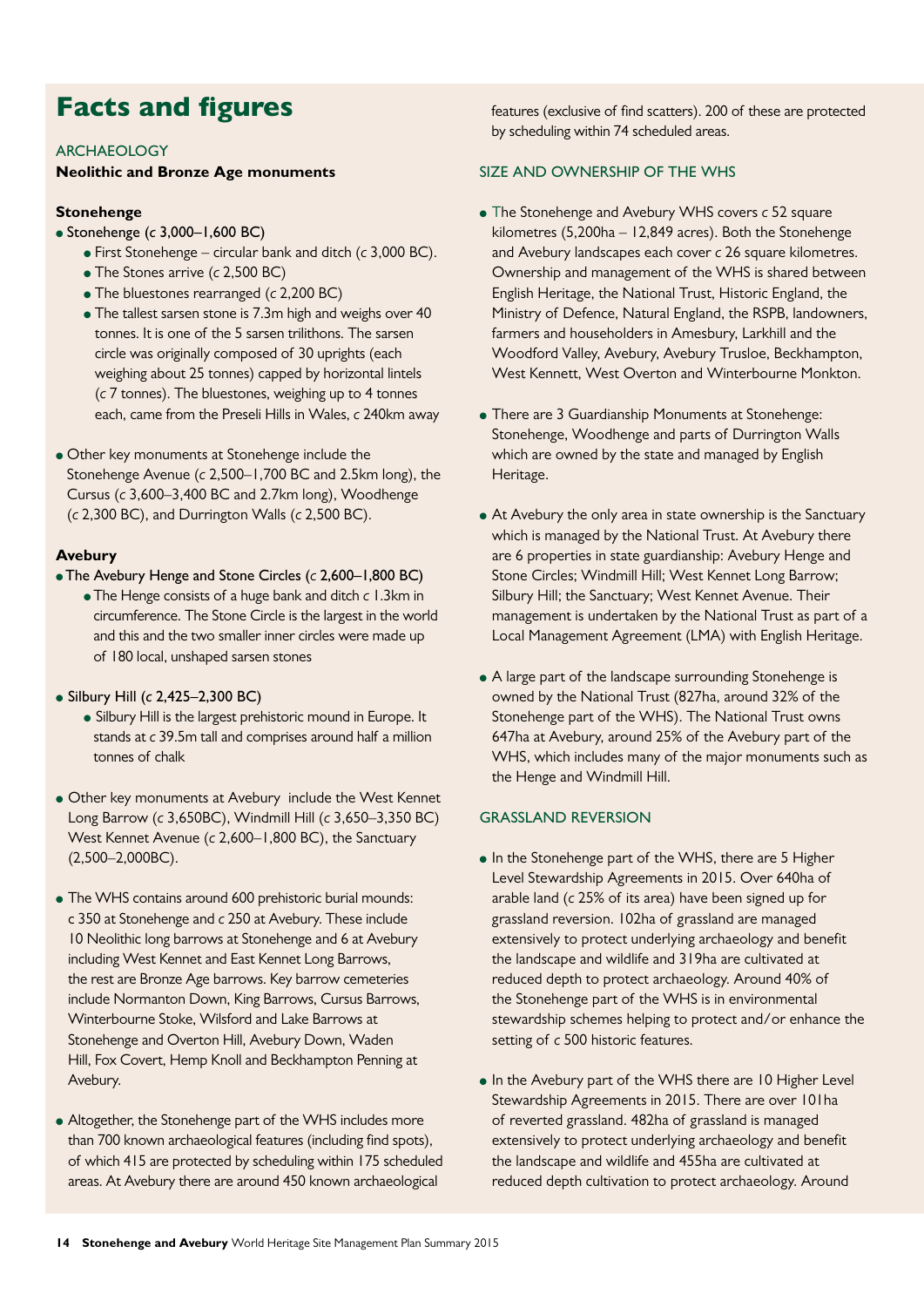# Facts and figures

## ARCHAEOLOGY

### Neolithic and Bronze Age monuments

#### Stonehenge

- Stonehenge (*c* 3,000–1,600 BC)
  - First Stonehenge – circular bank and ditch (*c* 3,000 BC).
  - The Stones arrive (*c* 2,500 BC)
  - The bluestones rearranged (*c* 2,200 BC)
  - The tallest sarsen stone is 7.3m high and weighs over 40 tonnes. It is one of the 5 sarsen trilithons. The sarsen circle was originally composed of 30 uprights (each weighing about 25 tonnes) capped by horizontal lintels (*c* 7 tonnes). The bluestones, weighing up to 4 tonnes each, came from the Preseli Hills in Wales, *c* 240km away
- Other key monuments at Stonehenge include the Stonehenge Avenue (*c* 2,500–1,700 BC and 2.5km long), the Cursus (*c* 3,600–3,400 BC and 2.7km long), Woodhenge (*c* 2,300 BC), and Durrington Walls (*c* 2,500 BC).

#### Avebury

- The Avebury Henge and Stone Circles (*c* 2,600–1,800 BC)
  - The Henge consists of a huge bank and ditch *c* 1.3km in circumference. The Stone Circle is the largest in the world and this and the two smaller inner circles were made up of 180 local, unshaped sarsen stones
- Silbury Hill (*c* 2,425–2,300 BC)
  - Silbury Hill is the largest prehistoric mound in Europe. It stands at *c* 39.5m tall and comprises around half a million tonnes of chalk
- Other key monuments at Avebury include the West Kennet Long Barrow (*c* 3,650BC), Windmill Hill (*c* 3,650–3,350 BC) West Kennet Avenue (*c* 2,600–1,800 BC), the Sanctuary (2,500–2,000BC).
- The WHS contains around 600 prehistoric burial mounds: c 350 at Stonehenge and *c* 250 at Avebury. These include 10 Neolithic long barrows at Stonehenge and 6 at Avebury including West Kennet and East Kennet Long Barrows, the rest are Bronze Age barrows. Key barrow cemeteries include Normanton Down, King Barrows, Cursus Barrows, Winterbourne Stoke, Wilsford and Lake Barrows at Stonehenge and Overton Hill, Avebury Down, Waden Hill, Fox Covert, Hemp Knoll and Beckhampton Penning at Avebury.
- Altogether, the Stonehenge part of the WHS includes more than 700 known archaeological features (including find spots), of which 415 are protected by scheduling within 175 scheduled areas. At Avebury there are around 450 known archaeological features (exclusive of find scatters). 200 of these are protected by scheduling within 74 scheduled areas.

## SIZE AND OWNERSHIP OF THE WHS

- The Stonehenge and Avebury WHS covers *c* 52 square kilometres (5,200ha – 12,849 acres). Both the Stonehenge and Avebury landscapes each cover *c* 26 square kilometres. Ownership and management of the WHS is shared between English Heritage, the National Trust, Historic England, the Ministry of Defence, Natural England, the RSPB, landowners, farmers and householders in Amesbury, Larkhill and the Woodford Valley, Avebury, Avebury Trusloe, Beckhampton, West Kennett, West Overton and Winterbourne Monkton.
- There are 3 Guardianship Monuments at Stonehenge: Stonehenge, Woodhenge and parts of Durrington Walls which are owned by the state and managed by English Heritage.
- At Avebury the only area in state ownership is the Sanctuary which is managed by the National Trust. At Avebury there are 6 properties in state guardianship: Avebury Henge and Stone Circles; Windmill Hill; West Kennet Long Barrow; Silbury Hill; the Sanctuary; West Kennet Avenue. Their management is undertaken by the National Trust as part of a Local Management Agreement (LMA) with English Heritage.
- A large part of the landscape surrounding Stonehenge is owned by the National Trust (827ha, around 32% of the Stonehenge part of the WHS). The National Trust owns 647ha at Avebury, around 25% of the Avebury part of the WHS, which includes many of the major monuments such as the Henge and Windmill Hill.

## GRASSLAND REVERSION

- In the Stonehenge part of the WHS, there are 5 Higher Level Stewardship Agreements in 2015. Over 640ha of arable land (*c* 25% of its area) have been signed up for grassland reversion. 102ha of grassland are managed extensively to protect underlying archaeology and benefit the landscape and wildlife and 319ha are cultivated at reduced depth to protect archaeology. Around 40% of the Stonehenge part of the WHS is in environmental stewardship schemes helping to protect and/or enhance the setting of *c* 500 historic features.
- In the Avebury part of the WHS there are 10 Higher Level Stewardship Agreements in 2015. There are over 101ha of reverted grassland. 482ha of grassland is managed extensively to protect underlying archaeology and benefit the landscape and wildlife and 455ha are cultivated at reduced depth cultivation to protect archaeology. Around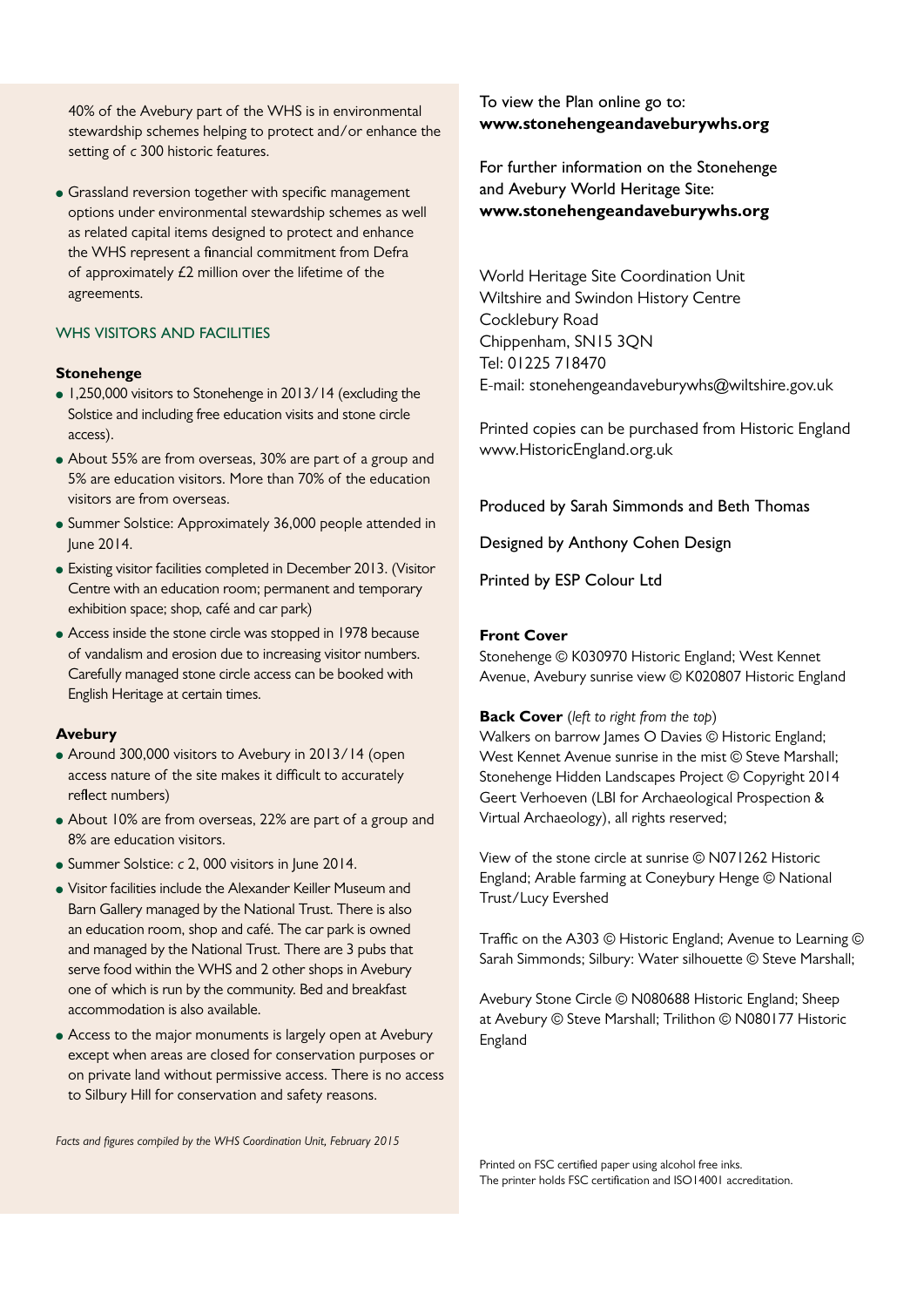40% of the Avebury part of the WHS is in environmental stewardship schemes helping to protect and/or enhance the setting of *c* 300 historic features.

- Grassland reversion together with specific management options under environmental stewardship schemes as well as related capital items designed to protect and enhance the WHS represent a financial commitment from Defra of approximately £2 million over the lifetime of the agreements.

## WHS VISITORS AND FACILITIES

### Stonehenge

- 1,250,000 visitors to Stonehenge in 2013/14 (excluding the Solstice and including free education visits and stone circle access).
- About 55% are from overseas, 30% are part of a group and 5% are education visitors. More than 70% of the education visitors are from overseas.
- Summer Solstice: Approximately 36,000 people attended in June 2014.
- Existing visitor facilities completed in December 2013. (Visitor Centre with an education room; permanent and temporary exhibition space; shop, café and car park)
- Access inside the stone circle was stopped in 1978 because of vandalism and erosion due to increasing visitor numbers. Carefully managed stone circle access can be booked with English Heritage at certain times.

### Avebury

- Around 300,000 visitors to Avebury in 2013/14 (open access nature of the site makes it difficult to accurately reflect numbers)
- About 10% are from overseas, 22% are part of a group and 8% are education visitors.
- Summer Solstice: *c* 2, 000 visitors in June 2014.
- Visitor facilities include the Alexander Keiller Museum and Barn Gallery managed by the National Trust. There is also an education room, shop and café. The car park is owned and managed by the National Trust. There are 3 pubs that serve food within the WHS and 2 other shops in Avebury one of which is run by the community. Bed and breakfast accommodation is also available.
- Access to the major monuments is largely open at Avebury except when areas are closed for conservation purposes or on private land without permissive access. There is no access to Silbury Hill for conservation and safety reasons.

*Facts and figures compiled by the WHS Coordination Unit, February 2015*

To view the Plan online go to:
**www.stonehengeandaveburywhs.org**

For further information on the Stonehenge and Avebury World Heritage Site:
**www.stonehengeandaveburywhs.org**

World Heritage Site Coordination Unit
Wiltshire and Swindon History Centre
Cocklebury Road
Chippenham, SN15 3QN
Tel: 01225 718470
E-mail: stonehengeandaveburywhs@wiltshire.gov.uk

Printed copies can be purchased from Historic England
www.HistoricEngland.org.uk

Produced by Sarah Simmonds and Beth Thomas

Designed by Anthony Cohen Design

Printed by ESP Colour Ltd

**Front Cover**
Stonehenge © K030970 Historic England; West Kennet Avenue, Avebury sunrise view © K020807 Historic England

**Back Cover** *(left to right from the top)*
Walkers on barrow James O Davies © Historic England; West Kennet Avenue sunrise in the mist © Steve Marshall; Stonehenge Hidden Landscapes Project © Copyright 2014 Geert Verhoeven (LBI for Archaeological Prospection & Virtual Archaeology), all rights reserved;

View of the stone circle at sunrise © N071262 Historic England; Arable farming at Coneybury Henge © National Trust/Lucy Evershed

Traffic on the A303 © Historic England; Avenue to Learning © Sarah Simmonds; Silbury: Water silhouette © Steve Marshall;

Avebury Stone Circle © N080688 Historic England; Sheep at Avebury © Steve Marshall; Trilithon © N080177 Historic England

Printed on FSC certified paper using alcohol free inks.
The printer holds FSC certification and ISO14001 accreditation.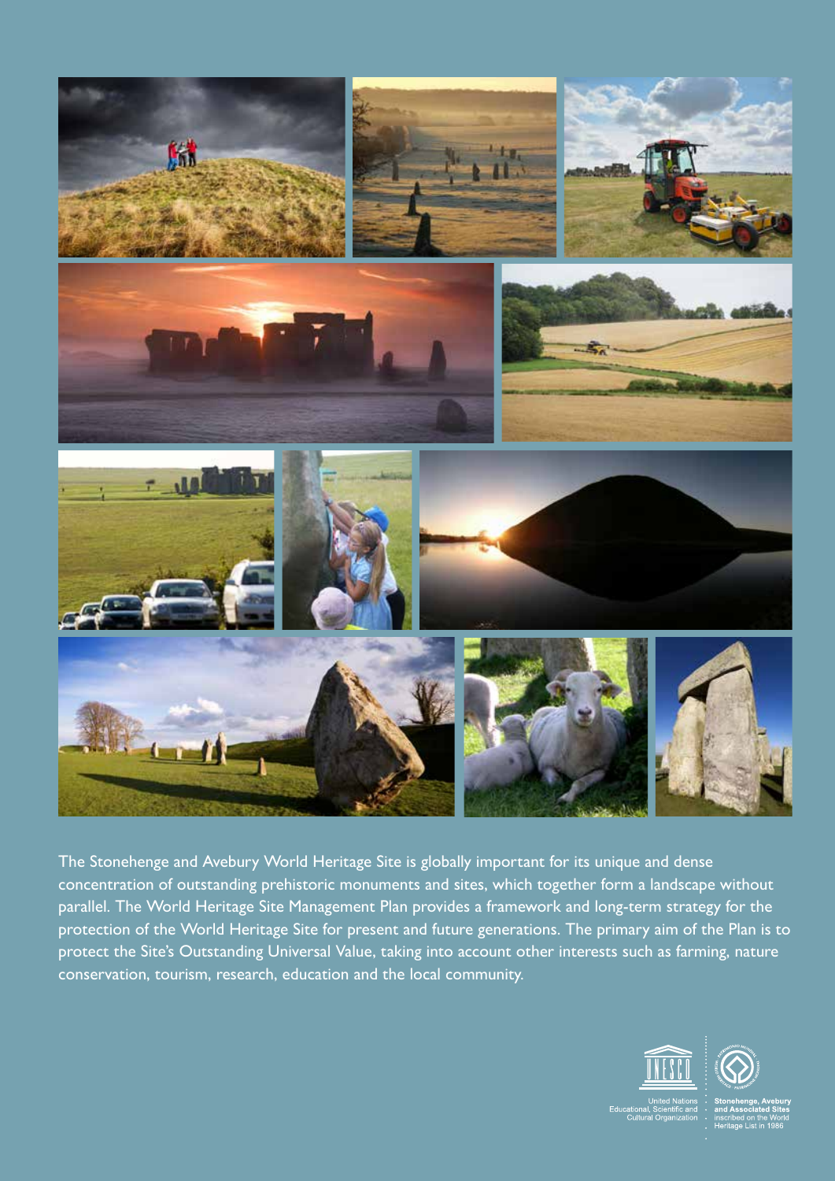The Stonehenge and Avebury World Heritage Site is globally important for its unique and dense concentration of outstanding prehistoric monuments and sites, which together form a landscape without parallel. The World Heritage Site Management Plan provides a framework and long-term strategy for the protection of the World Heritage Site for present and future generations. The primary aim of the Plan is to protect the Site's Outstanding Universal Value, taking into account other interests such as farming, nature conservation, tourism, research, education and the local community.

United Nations Educational, Scientific and Cultural Organization

Stonehenge, Avebury and Associated Sites inscribed on the World Heritage List in 1986